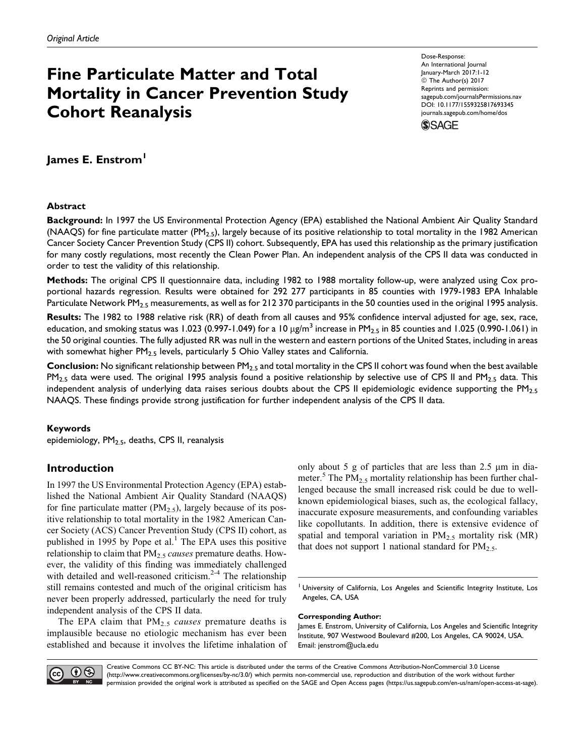*Original Article*

# Fine Particulate Matter and Total Mortality in Cancer Prevention Study Cohort Reanalysis

Dose-Response: An International Journal January-March 2017:1-12 © The Author(s) 2017 Reprints and permission: sagepub.com/journalsPermissions.nav DOI: 10.1177/1559325817693345 journals.sagepub.com/home/dos

**James E. Enstrom**[1]

### Abstract

**Background:** In 1997 the US Environmental Protection Agency (EPA) established the National Ambient Air Quality Standard (NAAQS) for fine particulate matter ($PM_{2.5}$), largely because of its positive relationship to total mortality in the 1982 American Cancer Society Cancer Prevention Study (CPS II) cohort. Subsequently, EPA has used this relationship as the primary justification for many costly regulations, most recently the Clean Power Plan. An independent analysis of the CPS II data was conducted in order to test the validity of this relationship.

**Methods:** The original CPS II questionnaire data, including 1982 to 1988 mortality follow-up, were analyzed using Cox proportional hazards regression. Results were obtained for 292 277 participants in 85 counties with 1979-1983 EPA Inhalable Particulate Network $PM_{2.5}$ measurements, as well as for 212 370 participants in the 50 counties used in the original 1995 analysis.

**Results:** The 1982 to 1988 relative risk (RR) of death from all causes and 95% confidence interval adjusted for age, sex, race, education, and smoking status was 1.023 (0.997-1.049) for a 10 $\mu g/m^3$ increase in $PM_{2.5}$ in 85 counties and 1.025 (0.990-1.061) in the 50 original counties. The fully adjusted RR was null in the western and eastern portions of the United States, including in areas with somewhat higher $PM_{2.5}$ levels, particularly 5 Ohio Valley states and California.

**Conclusion:** No significant relationship between $PM_{2.5}$ and total mortality in the CPS II cohort was found when the best available $PM_{2.5}$ data were used. The original 1995 analysis found a positive relationship by selective use of CPS II and $PM_{2.5}$ data. This independent analysis of underlying data raises serious doubts about the CPS II epidemiologic evidence supporting the $PM_{2.5}$ NAAQS. These findings provide strong justification for further independent analysis of the CPS II data.

### Keywords

epidemiology, $PM_{2.5}$, deaths, CPS II, reanalysis

## Introduction

In 1997 the US Environmental Protection Agency (EPA) established the National Ambient Air Quality Standard (NAAQS) for fine particulate matter ($PM_{2.5}$), largely because of its positive relationship to total mortality in the 1982 American Cancer Society (ACS) Cancer Prevention Study (CPS II) cohort, as published in 1995 by Pope et al.[1] The EPA uses this positive relationship to claim that $PM_{2.5}$ *causes* premature deaths. However, the validity of this finding was immediately challenged with detailed and well-reasoned criticism.[2-4] The relationship still remains contested and much of the original criticism has never been properly addressed, particularly the need for truly independent analysis of the CPS II data.

The EPA claim that $PM_{2.5}$ *causes* premature deaths is implausible because no etiologic mechanism has ever been established and because it involves the lifetime inhalation of only about 5 g of particles that are less than 2.5 μm in diameter.[5] The $PM_{2.5}$ mortality relationship has been further challenged because the small increased risk could be due to well-known epidemiological biases, such as, the ecological fallacy, inaccurate exposure measurements, and confounding variables like copollutants. In addition, there is extensive evidence of spatial and temporal variation in $PM_{2.5}$ mortality risk (MR) that does not support 1 national standard for $PM_{2.5}$.

[1] University of California, Los Angeles and Scientific Integrity Institute, Los Angeles, CA, USA

**Corresponding Author:**
James E. Enstrom, University of California, Los Angeles and Scientific Integrity Institute, 907 Westwood Boulevard #200, Los Angeles, CA 90024, USA.
Email: jenstrom@ucla.edu

Creative Commons CC BY-NC: This article is distributed under the terms of the Creative Commons Attribution-NonCommercial 3.0 License (http://www.creativecommons.org/licenses/by-nc/3.0/) which permits non-commercial use, reproduction and distribution of the work without further permission provided the original work is attributed as specified on the SAGE and Open Access pages (https://us.sagepub.com/en-us/nam/open-access-at-sage).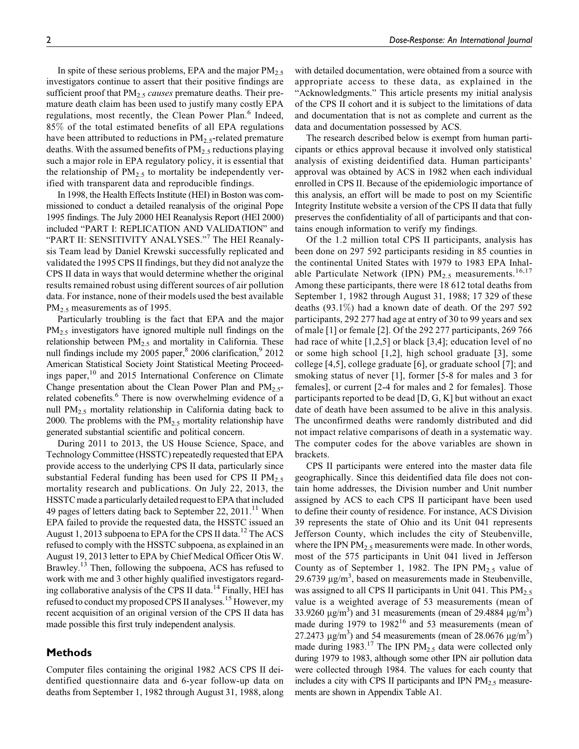In spite of these serious problems, EPA and the major $PM_{2.5}$ investigators continue to assert that their positive findings are sufficient proof that $PM_{2.5}$ *causes* premature deaths. Their premature death claim has been used to justify many costly EPA regulations, most recently, the Clean Power Plan.[6] Indeed, 85% of the total estimated benefits of all EPA regulations have been attributed to reductions in $PM_{2.5}$-related premature deaths. With the assumed benefits of $PM_{2.5}$ reductions playing such a major role in EPA regulatory policy, it is essential that the relationship of $PM_{2.5}$ to mortality be independently verified with transparent data and reproducible findings.

In 1998, the Health Effects Institute (HEI) in Boston was commissioned to conduct a detailed reanalysis of the original Pope 1995 findings. The July 2000 HEI Reanalysis Report (HEI 2000) included "PART I: REPLICATION AND VALIDATION" and "PART II: SENSITIVITY ANALYSES."[7] The HEI Reanalysis Team lead by Daniel Krewski successfully replicated and validated the 1995 CPS II findings, but they did not analyze the CPS II data in ways that would determine whether the original results remained robust using different sources of air pollution data. For instance, none of their models used the best available $PM_{2.5}$ measurements as of 1995.

Particularly troubling is the fact that EPA and the major $PM_{2.5}$ investigators have ignored multiple null findings on the relationship between $PM_{2.5}$ and mortality in California. These null findings include my 2005 paper,[8] 2006 clarification,[9] 2012 American Statistical Society Joint Statistical Meeting Proceedings paper,[10] and 2015 International Conference on Climate Change presentation about the Clean Power Plan and $PM_{2.5}$-related cobenefits.[6] There is now overwhelming evidence of a null $PM_{2.5}$ mortality relationship in California dating back to 2000. The problems with the $PM_{2.5}$ mortality relationship have generated substantial scientific and political concern.

During 2011 to 2013, the US House Science, Space, and Technology Committee (HSSTC) repeatedly requested that EPA provide access to the underlying CPS II data, particularly since substantial Federal funding has been used for CPS II $PM_{2.5}$ mortality research and publications. On July 22, 2013, the HSSTC made a particularly detailed request to EPA that included 49 pages of letters dating back to September 22, 2011.[11] When EPA failed to provide the requested data, the HSSTC issued an August 1, 2013 subpoena to EPA for the CPS II data.[12] The ACS refused to comply with the HSSTC subpoena, as explained in an August 19, 2013 letter to EPA by Chief Medical Officer Otis W. Brawley.[13] Then, following the subpoena, ACS has refused to work with me and 3 other highly qualified investigators regarding collaborative analysis of the CPS II data.[14] Finally, HEI has refused to conduct my proposed CPS II analyses.[15] However, my recent acquisition of an original version of the CPS II data has made possible this first truly independent analysis.

## Methods

Computer files containing the original 1982 ACS CPS II deidentified questionnaire data and 6-year follow-up data on deaths from September 1, 1982 through August 31, 1988, along with detailed documentation, were obtained from a source with appropriate access to these data, as explained in the "Acknowledgments." This article presents my initial analysis of the CPS II cohort and it is subject to the limitations of data and documentation that is not as complete and current as the data and documentation possessed by ACS.

The research described below is exempt from human participants or ethics approval because it involved only statistical analysis of existing deidentified data. Human participants' approval was obtained by ACS in 1982 when each individual enrolled in CPS II. Because of the epidemiologic importance of this analysis, an effort will be made to post on my Scientific Integrity Institute website a version of the CPS II data that fully preserves the confidentiality of all of participants and that contains enough information to verify my findings.

Of the 1.2 million total CPS II participants, analysis has been done on 297 592 participants residing in 85 counties in the continental United States with 1979 to 1983 EPA Inhalable Particulate Network (IPN) $PM_{2.5}$ measurements.[16,17] Among these participants, there were 18 612 total deaths from September 1, 1982 through August 31, 1988; 17 329 of these deaths (93.1%) had a known date of death. Of the 297 592 participants, 292 277 had age at entry of 30 to 99 years and sex of male [1] or female [2]. Of the 292 277 participants, 269 766 had race of white [1,2,5] or black [3,4]; education level of no or some high school [1,2], high school graduate [3], some college [4,5], college graduate [6], or graduate school [7]; and smoking status of never [1], former [5-8 for males and 3 for females], or current [2-4 for males and 2 for females]. Those participants reported to be dead [D, G, K] but without an exact date of death have been assumed to be alive in this analysis. The unconfirmed deaths were randomly distributed and did not impact relative comparisons of death in a systematic way. The computer codes for the above variables are shown in brackets.

CPS II participants were entered into the master data file geographically. Since this deidentified data file does not contain home addresses, the Division number and Unit number assigned by ACS to each CPS II participant have been used to define their county of residence. For instance, ACS Division 39 represents the state of Ohio and its Unit 041 represents Jefferson County, which includes the city of Steubenville, where the IPN $PM_{2.5}$ measurements were made. In other words, most of the 575 participants in Unit 041 lived in Jefferson County as of September 1, 1982. The IPN $PM_{2.5}$ value of 29.6739 $\mu g/m^3$, based on measurements made in Steubenville, was assigned to all CPS II participants in Unit 041. This $PM_{2.5}$ value is a weighted average of 53 measurements (mean of 33.9260 $\mu g/m^3$) and 31 measurements (mean of 29.4884 $\mu g/m^3$) made during 1979 to 1982[16] and 53 measurements (mean of 27.2473 $\mu g/m^3$) and 54 measurements (mean of 28.0676 $\mu g/m^3$) made during 1983.[17] The IPN $PM_{2.5}$ data were collected only during 1979 to 1983, although some other IPN air pollution data were collected through 1984. The values for each county that includes a city with CPS II participants and IPN $PM_{2.5}$ measurements are shown in Appendix Table A1.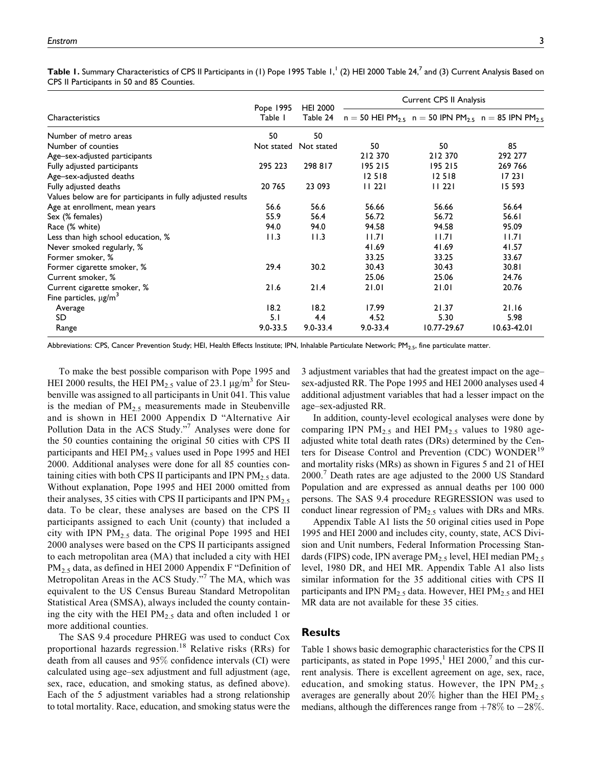**Table 1.** Summary Characteristics of CPS II Participants in (1) Pope 1995 Table 1,[1] (2) HEI 2000 Table 24,[7] and (3) Current Analysis Based on CPS II Participants in 50 and 85 Counties.

| Characteristics | Pope 1995 Table 1 | HEI 2000 Table 24 | Current CPS II Analysis | | |
|---|---|---|---|---|---|
| | | | n = 50 HEI $PM_{2.5}$ | n = 50 IPN $PM_{2.5}$ | n = 85 IPN $PM_{2.5}$ |
| Number of metro areas | 50 | 50 | | | |
| Number of counties | Not stated | Not stated | 50 | 50 | 85 |
| Age–sex-adjusted participants | | | 212 370 | 212 370 | 292 277 |
| Fully adjusted participants | 295 223 | 298 817 | 195 215 | 195 215 | 269 766 |
| Age–sex-adjusted deaths | | | 12 518 | 12 518 | 17 231 |
| Fully adjusted deaths | 20 765 | 23 093 | 11 221 | 11 221 | 15 593 |
| Values below are for participants in fully adjusted results | | | | | |
| Age at enrollment, mean years | 56.6 | 56.6 | 56.66 | 56.66 | 56.64 |
| Sex (% females) | 55.9 | 56.4 | 56.72 | 56.72 | 56.61 |
| Race (% white) | 94.0 | 94.0 | 94.58 | 94.58 | 95.09 |
| Less than high school education, % | 11.3 | 11.3 | 11.71 | 11.71 | 11.71 |
| Never smoked regularly, % | | | 41.69 | 41.69 | 41.57 |
| Former smoker, % | | | 33.25 | 33.25 | 33.67 |
| Former cigarette smoker, % | 29.4 | 30.2 | 30.43 | 30.43 | 30.81 |
| Current smoker, % | | | 25.06 | 25.06 | 24.76 |
| Current cigarette smoker, % | 21.6 | 21.4 | 21.01 | 21.01 | 20.76 |
| Fine particles, μg/m$^3$ | | | | | |
| Average | 18.2 | 18.2 | 17.99 | 21.37 | 21.16 |
| SD | 5.1 | 4.4 | 4.52 | 5.30 | 5.98 |
| Range | 9.0-33.5 | 9.0-33.4 | 9.0-33.4 | 10.77-29.67 | 10.63-42.01 |

Abbreviations: CPS, Cancer Prevention Study; HEI, Health Effects Institute; IPN, Inhalable Particulate Network; $PM_{2.5}$, fine particulate matter.

To make the best possible comparison with Pope 1995 and HEI 2000 results, the HEI $PM_{2.5}$ value of 23.1 μg/m$^3$ for Steubenville was assigned to all participants in Unit 041. This value is the median of $PM_{2.5}$ measurements made in Steubenville and is shown in HEI 2000 Appendix D "Alternative Air Pollution Data in the ACS Study."[7] Analyses were done for the 50 counties containing the original 50 cities with CPS II participants and HEI $PM_{2.5}$ values used in Pope 1995 and HEI 2000. Additional analyses were done for all 85 counties containing cities with both CPS II participants and IPN $PM_{2.5}$ data. Without explanation, Pope 1995 and HEI 2000 omitted from their analyses, 35 cities with CPS II participants and IPN $PM_{2.5}$ data. To be clear, these analyses are based on the CPS II participants assigned to each Unit (county) that included a city with IPN $PM_{2.5}$ data. The original Pope 1995 and HEI 2000 analyses were based on the CPS II participants assigned to each metropolitan area (MA) that included a city with HEI $PM_{2.5}$ data, as defined in HEI 2000 Appendix F "Definition of Metropolitan Areas in the ACS Study."[7] The MA, which was equivalent to the US Census Bureau Standard Metropolitan Statistical Area (SMSA), always included the county containing the city with the HEI $PM_{2.5}$ data and often included 1 or more additional counties.

The SAS 9.4 procedure PHREG was used to conduct Cox proportional hazards regression.[18] Relative risks (RRs) for death from all causes and 95% confidence intervals (CI) were calculated using age–sex adjustment and full adjustment (age, sex, race, education, and smoking status, as defined above). Each of the 5 adjustment variables had a strong relationship to total mortality. Race, education, and smoking status were the 3 adjustment variables that had the greatest impact on the age–sex-adjusted RR. The Pope 1995 and HEI 2000 analyses used 4 additional adjustment variables that had a lesser impact on the age–sex-adjusted RR.

In addition, county-level ecological analyses were done by comparing IPN $PM_{2.5}$ and HEI $PM_{2.5}$ values to 1980 age-adjusted white total death rates (DRs) determined by the Centers for Disease Control and Prevention (CDC) WONDER[19] and mortality risks (MRs) as shown in Figures 5 and 21 of HEI 2000.[7] Death rates are age adjusted to the 2000 US Standard Population and are expressed as annual deaths per 100 000 persons. The SAS 9.4 procedure REGRESSION was used to conduct linear regression of $PM_{2.5}$ values with DRs and MRs.

Appendix Table A1 lists the 50 original cities used in Pope 1995 and HEI 2000 and includes city, county, state, ACS Division and Unit numbers, Federal Information Processing Standards (FIPS) code, IPN average $PM_{2.5}$ level, HEI median $PM_{2.5}$ level, 1980 DR, and HEI MR. Appendix Table A1 also lists similar information for the 35 additional cities with CPS II participants and IPN $PM_{2.5}$ data. However, HEI $PM_{2.5}$ and HEI MR data are not available for these 35 cities.

## Results

Table 1 shows basic demographic characteristics for the CPS II participants, as stated in Pope 1995,[1] HEI 2000,[7] and this current analysis. There is excellent agreement on age, sex, race, education, and smoking status. However, the IPN $PM_{2.5}$ averages are generally about 20% higher than the HEI $PM_{2.5}$ medians, although the differences range from +78% to −28%.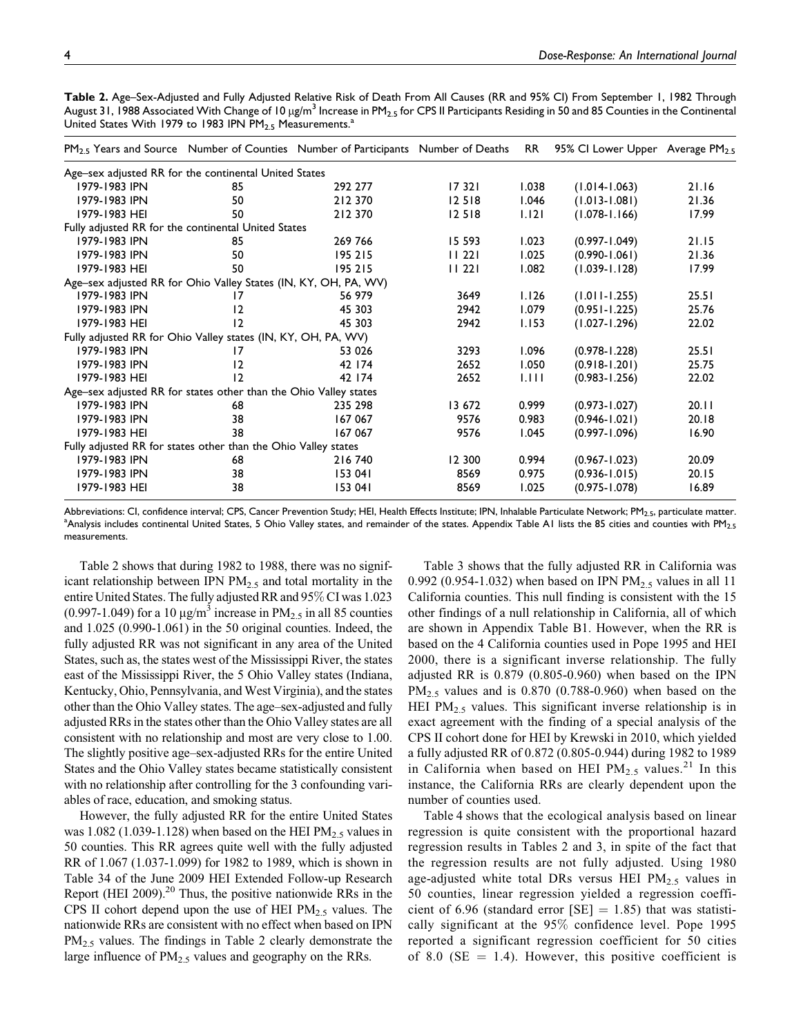**Table 2.** Age–Sex-Adjusted and Fully Adjusted Relative Risk of Death From All Causes (RR and 95% CI) From September 1, 1982 Through August 31, 1988 Associated With Change of 10 μg/m³ Increase in $PM_{2.5}$ for CPS II Participants Residing in 50 and 85 Counties in the Continental United States With 1979 to 1983 IPN $PM_{2.5}$ Measurements.[a]

| $PM_{2.5}$ Years and Source | Number of Counties | Number of Participants | Number of Deaths | RR | 95% CI Lower Upper | Average $PM_{2.5}$ |
|---|---|---|---|---|---|---|
| Age–sex adjusted RR for the continental United States | | | | | | |
| 1979-1983 IPN | 85 | 292 277 | 17 321 | 1.038 | (1.014-1.063) | 21.16 |
| 1979-1983 IPN | 50 | 212 370 | 12 518 | 1.046 | (1.013-1.081) | 21.36 |
| 1979-1983 HEI | 50 | 212 370 | 12 518 | 1.121 | (1.078-1.166) | 17.99 |
| Fully adjusted RR for the continental United States | | | | | | |
| 1979-1983 IPN | 85 | 269 766 | 15 593 | 1.023 | (0.997-1.049) | 21.15 |
| 1979-1983 IPN | 50 | 195 215 | 11 221 | 1.025 | (0.990-1.061) | 21.36 |
| 1979-1983 HEI | 50 | 195 215 | 11 221 | 1.082 | (1.039-1.128) | 17.99 |
| Age–sex adjusted RR for Ohio Valley States (IN, KY, OH, PA, WV) | | | | | | |
| 1979-1983 IPN | 17 | 56 979 | 3649 | 1.126 | (1.011-1.255) | 25.51 |
| 1979-1983 IPN | 12 | 45 303 | 2942 | 1.079 | (0.951-1.225) | 25.76 |
| 1979-1983 HEI | 12 | 45 303 | 2942 | 1.153 | (1.027-1.296) | 22.02 |
| Fully adjusted RR for Ohio Valley states (IN, KY, OH, PA, WV) | | | | | | |
| 1979-1983 IPN | 17 | 53 026 | 3293 | 1.096 | (0.978-1.228) | 25.51 |
| 1979-1983 IPN | 12 | 42 174 | 2652 | 1.050 | (0.918-1.201) | 25.75 |
| 1979-1983 HEI | 12 | 42 174 | 2652 | 1.111 | (0.983-1.256) | 22.02 |
| Age–sex adjusted RR for states other than the Ohio Valley states | | | | | | |
| 1979-1983 IPN | 68 | 235 298 | 13 672 | 0.999 | (0.973-1.027) | 20.11 |
| 1979-1983 IPN | 38 | 167 067 | 9576 | 0.983 | (0.946-1.021) | 20.18 |
| 1979-1983 HEI | 38 | 167 067 | 9576 | 1.045 | (0.997-1.096) | 16.90 |
| Fully adjusted RR for states other than the Ohio Valley states | | | | | | |
| 1979-1983 IPN | 68 | 216 740 | 12 300 | 0.994 | (0.967-1.023) | 20.09 |
| 1979-1983 IPN | 38 | 153 041 | 8569 | 0.975 | (0.936-1.015) | 20.15 |
| 1979-1983 HEI | 38 | 153 041 | 8569 | 1.025 | (0.975-1.078) | 16.89 |

Abbreviations: CI, confidence interval; CPS, Cancer Prevention Study; HEI, Health Effects Institute; IPN, Inhalable Particulate Network; $PM_{2.5}$, particulate matter.
[a]Analysis includes continental United States, 5 Ohio Valley states, and remainder of the states. Appendix Table A1 lists the 85 cities and counties with $PM_{2.5}$ measurements.

Table 2 shows that during 1982 to 1988, there was no significant relationship between IPN $PM_{2.5}$ and total mortality in the entire United States. The fully adjusted RR and 95% CI was 1.023 (0.997-1.049) for a 10 μg/m³ increase in $PM_{2.5}$ in all 85 counties and 1.025 (0.990-1.061) in the 50 original counties. Indeed, the fully adjusted RR was not significant in any area of the United States, such as, the states west of the Mississippi River, the states east of the Mississippi River, the 5 Ohio Valley states (Indiana, Kentucky, Ohio, Pennsylvania, and West Virginia), and the states other than the Ohio Valley states. The age–sex-adjusted and fully adjusted RRs in the states other than the Ohio Valley states are all consistent with no relationship and most are very close to 1.00. The slightly positive age–sex-adjusted RRs for the entire United States and the Ohio Valley states became statistically consistent with no relationship after controlling for the 3 confounding variables of race, education, and smoking status.

However, the fully adjusted RR for the entire United States was 1.082 (1.039-1.128) when based on the HEI $PM_{2.5}$ values in 50 counties. This RR agrees quite well with the fully adjusted RR of 1.067 (1.037-1.099) for 1982 to 1989, which is shown in Table 34 of the June 2009 HEI Extended Follow-up Research Report (HEI 2009).[20] Thus, the positive nationwide RRs in the CPS II cohort depend upon the use of HEI $PM_{2.5}$ values. The nationwide RRs are consistent with no effect when based on IPN $PM_{2.5}$ values. The findings in Table 2 clearly demonstrate the large influence of $PM_{2.5}$ values and geography on the RRs.

Table 3 shows that the fully adjusted RR in California was 0.992 (0.954-1.032) when based on IPN $PM_{2.5}$ values in all 11 California counties. This null finding is consistent with the 15 other findings of a null relationship in California, all of which are shown in Appendix Table B1. However, when the RR is based on the 4 California counties used in Pope 1995 and HEI 2000, there is a significant inverse relationship. The fully adjusted RR is 0.879 (0.805-0.960) when based on the IPN $PM_{2.5}$ values and is 0.870 (0.788-0.960) when based on the HEI $PM_{2.5}$ values. This significant inverse relationship is in exact agreement with the finding of a special analysis of the CPS II cohort done for HEI by Krewski in 2010, which yielded a fully adjusted RR of 0.872 (0.805-0.944) during 1982 to 1989 in California when based on HEI $PM_{2.5}$ values.[21] In this instance, the California RRs are clearly dependent upon the number of counties used.

Table 4 shows that the ecological analysis based on linear regression is quite consistent with the proportional hazard regression results in Tables 2 and 3, in spite of the fact that the regression results are not fully adjusted. Using 1980 age-adjusted white total DRs versus HEI $PM_{2.5}$ values in 50 counties, linear regression yielded a regression coefficient of 6.96 (standard error [SE] = 1.85) that was statistically significant at the 95% confidence level. Pope 1995 reported a significant regression coefficient for 50 cities of 8.0 (SE = 1.4). However, this positive coefficient is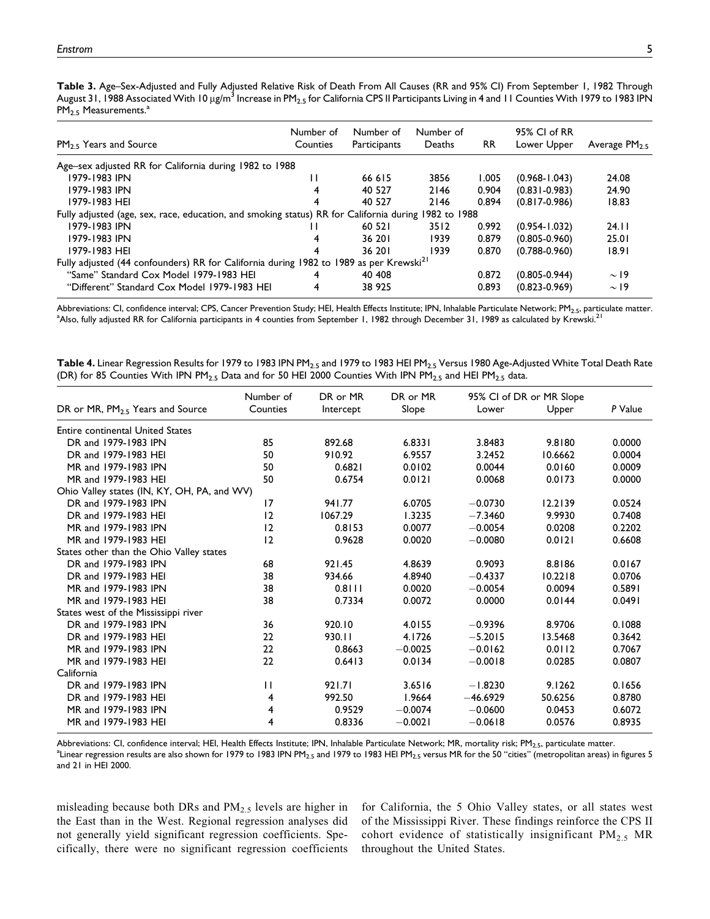**Table 3.** Age–Sex-Adjusted and Fully Adjusted Relative Risk of Death From All Causes (RR and 95% CI) From September 1, 1982 Through August 31, 1988 Associated With 10 μg/m$^3$ Increase in $PM_{2.5}$ for California CPS II Participants Living in 4 and 11 Counties With 1979 to 1983 IPN $PM_{2.5}$ Measurements.[a]

| $PM_{2.5}$ Years and Source | Number of Counties | Number of Participants | Number of Deaths | RR | 95% CI of RR Lower Upper | Average $PM_{2.5}$ |
|---|---|---|---|---|---|---|
| Age–sex adjusted RR for California during 1982 to 1988 | | | | | | |
| 1979-1983 IPN | 11 | 66 615 | 3856 | 1.005 | (0.968-1.043) | 24.08 |
| 1979-1983 IPN | 4 | 40 527 | 2146 | 0.904 | (0.831-0.983) | 24.90 |
| 1979-1983 HEI | 4 | 40 527 | 2146 | 0.894 | (0.817-0.986) | 18.83 |
| Fully adjusted (age, sex, race, education, and smoking status) RR for California during 1982 to 1988 | | | | | | |
| 1979-1983 IPN | 11 | 60 521 | 3512 | 0.992 | (0.954-1.032) | 24.11 |
| 1979-1983 IPN | 4 | 36 201 | 1939 | 0.879 | (0.805-0.960) | 25.01 |
| 1979-1983 HEI | 4 | 36 201 | 1939 | 0.870 | (0.788-0.960) | 18.91 |
| Fully adjusted (44 confounders) RR for California during 1982 to 1989 as per Krewski[21] | | | | | | |
| "Same" Standard Cox Model 1979-1983 HEI | 4 | 40 408 | | 0.872 | (0.805-0.944) | ~19 |
| "Different" Standard Cox Model 1979-1983 HEI | 4 | 38 925 | | 0.893 | (0.823-0.969) | ~19 |

Abbreviations: CI, confidence interval; CPS, Cancer Prevention Study; HEI, Health Effects Institute; IPN, Inhalable Particulate Network; $PM_{2.5}$, particulate matter.
[a]Also, fully adjusted RR for California participants in 4 counties from September 1, 1982 through December 31, 1989 as calculated by Krewski.[21]

**Table 4.** Linear Regression Results for 1979 to 1983 IPN $PM_{2.5}$ and 1979 to 1983 HEI $PM_{2.5}$ Versus 1980 Age-Adjusted White Total Death Rate (DR) for 85 Counties With IPN $PM_{2.5}$ Data and for 50 HEI 2000 Counties With IPN $PM_{2.5}$ and HEI $PM_{2.5}$ data.

| DR or MR, $PM_{2.5}$ Years and Source | Number of Counties | DR or MR Intercept | DR or MR Slope | 95% CI of DR or MR Slope Lower | Upper | P Value |
|---|---|---|---|---|---|---|
| Entire continental United States | | | | | | |
| DR and 1979-1983 IPN | 85 | 892.68 | 6.8331 | 3.8483 | 9.8180 | 0.0000 |
| DR and 1979-1983 HEI | 50 | 910.92 | 6.9557 | 3.2452 | 10.6662 | 0.0004 |
| MR and 1979-1983 IPN | 50 | 0.6821 | 0.0102 | 0.0044 | 0.0160 | 0.0009 |
| MR and 1979-1983 HEI | 50 | 0.6754 | 0.0121 | 0.0068 | 0.0173 | 0.0000 |
| Ohio Valley states (IN, KY, OH, PA, and WV) | | | | | | |
| DR and 1979-1983 IPN | 17 | 941.77 | 6.0705 | −0.0730 | 12.2139 | 0.0524 |
| DR and 1979-1983 HEI | 12 | 1067.29 | 1.3235 | −7.3460 | 9.9930 | 0.7408 |
| MR and 1979-1983 IPN | 12 | 0.8153 | 0.0077 | −0.0054 | 0.0208 | 0.2202 |
| MR and 1979-1983 HEI | 12 | 0.9628 | 0.0020 | −0.0080 | 0.0121 | 0.6608 |
| States other than the Ohio Valley states | | | | | | |
| DR and 1979-1983 IPN | 68 | 921.45 | 4.8639 | 0.9093 | 8.8186 | 0.0167 |
| DR and 1979-1983 HEI | 38 | 934.66 | 4.8940 | −0.4337 | 10.2218 | 0.0706 |
| MR and 1979-1983 IPN | 38 | 0.8111 | 0.0020 | −0.0054 | 0.0094 | 0.5891 |
| MR and 1979-1983 HEI | 38 | 0.7334 | 0.0072 | 0.0000 | 0.0144 | 0.0491 |
| States west of the Mississippi river | | | | | | |
| DR and 1979-1983 IPN | 36 | 920.10 | 4.0155 | −0.9396 | 8.9706 | 0.1088 |
| DR and 1979-1983 HEI | 22 | 930.11 | 4.1726 | −5.2015 | 13.5468 | 0.3642 |
| MR and 1979-1983 IPN | 22 | 0.8663 | −0.0025 | −0.0162 | 0.0112 | 0.7067 |
| MR and 1979-1983 HEI | 22 | 0.6413 | 0.0134 | −0.0018 | 0.0285 | 0.0807 |
| California | | | | | | |
| DR and 1979-1983 IPN | 11 | 921.71 | 3.6516 | −1.8230 | 9.1262 | 0.1656 |
| DR and 1979-1983 HEI | 4 | 992.50 | 1.9664 | −46.6929 | 50.6256 | 0.8780 |
| MR and 1979-1983 IPN | 4 | 0.9529 | −0.0074 | −0.0600 | 0.0453 | 0.6072 |
| MR and 1979-1983 HEI | 4 | 0.8336 | −0.0021 | −0.0618 | 0.0576 | 0.8935 |

Abbreviations: CI, confidence interval; HEI, Health Effects Institute; IPN, Inhalable Particulate Network; MR, mortality risk; $PM_{2.5}$, particulate matter.
[a]Linear regression results are also shown for 1979 to 1983 IPN $PM_{2.5}$ and 1979 to 1983 HEI $PM_{2.5}$ versus MR for the 50 "cities" (metropolitan areas) in figures 5 and 21 in HEI 2000.

misleading because both DRs and $PM_{2.5}$ levels are higher in the East than in the West. Regional regression analyses did not generally yield significant regression coefficients. Specifically, there were no significant regression coefficients for California, the 5 Ohio Valley states, or all states west of the Mississippi River. These findings reinforce the CPS II cohort evidence of statistically insignificant $PM_{2.5}$ MR throughout the United States.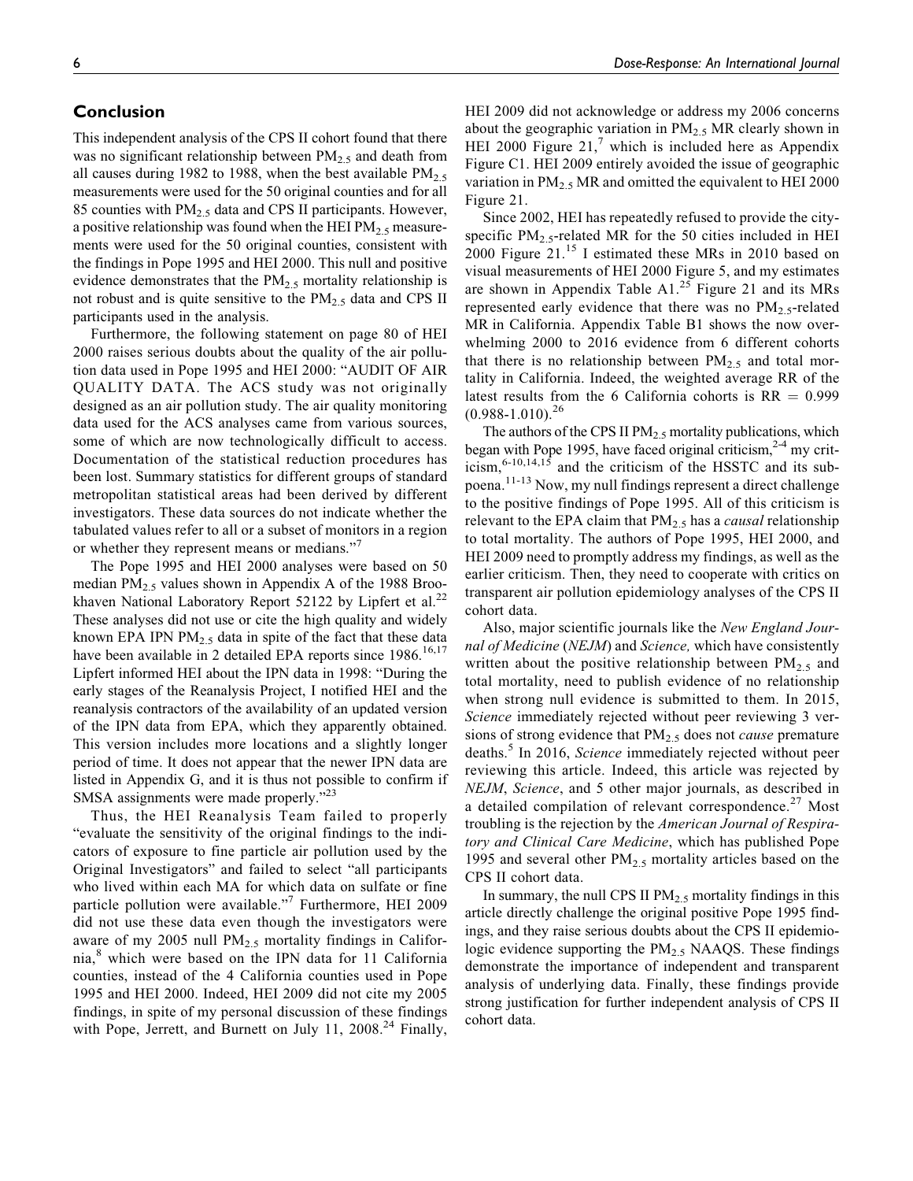## Conclusion

This independent analysis of the CPS II cohort found that there was no significant relationship between $PM_{2.5}$ and death from all causes during 1982 to 1988, when the best available $PM_{2.5}$ measurements were used for the 50 original counties and for all 85 counties with $PM_{2.5}$ data and CPS II participants. However, a positive relationship was found when the HEI $PM_{2.5}$ measurements were used for the 50 original counties, consistent with the findings in Pope 1995 and HEI 2000. This null and positive evidence demonstrates that the $PM_{2.5}$ mortality relationship is not robust and is quite sensitive to the $PM_{2.5}$ data and CPS II participants used in the analysis.

Furthermore, the following statement on page 80 of HEI 2000 raises serious doubts about the quality of the air pollution data used in Pope 1995 and HEI 2000: "AUDIT OF AIR QUALITY DATA. The ACS study was not originally designed as an air pollution study. The air quality monitoring data used for the ACS analyses came from various sources, some of which are now technologically difficult to access. Documentation of the statistical reduction procedures has been lost. Summary statistics for different groups of standard metropolitan statistical areas had been derived by different investigators. These data sources do not indicate whether the tabulated values refer to all or a subset of monitors in a region or whether they represent means or medians."[7]

The Pope 1995 and HEI 2000 analyses were based on 50 median $PM_{2.5}$ values shown in Appendix A of the 1988 Brookhaven National Laboratory Report 52122 by Lipfert et al.[22] These analyses did not use or cite the high quality and widely known EPA IPN $PM_{2.5}$ data in spite of the fact that these data have been available in 2 detailed EPA reports since 1986.[16,17] Lipfert informed HEI about the IPN data in 1998: "During the early stages of the Reanalysis Project, I notified HEI and the reanalysis contractors of the availability of an updated version of the IPN data from EPA, which they apparently obtained. This version includes more locations and a slightly longer period of time. It does not appear that the newer IPN data are listed in Appendix G, and it is thus not possible to confirm if SMSA assignments were made properly."[23]

Thus, the HEI Reanalysis Team failed to properly "evaluate the sensitivity of the original findings to the indicators of exposure to fine particle air pollution used by the Original Investigators" and failed to select "all participants who lived within each MA for which data on sulfate or fine particle pollution were available."[7] Furthermore, HEI 2009 did not use these data even though the investigators were aware of my 2005 null $PM_{2.5}$ mortality findings in California,[8] which were based on the IPN data for 11 California counties, instead of the 4 California counties used in Pope 1995 and HEI 2000. Indeed, HEI 2009 did not cite my 2005 findings, in spite of my personal discussion of these findings with Pope, Jerrett, and Burnett on July 11, 2008.[24] Finally, HEI 2009 did not acknowledge or address my 2006 concerns about the geographic variation in $PM_{2.5}$ MR clearly shown in HEI 2000 Figure 21,[7] which is included here as Appendix Figure C1. HEI 2009 entirely avoided the issue of geographic variation in $PM_{2.5}$ MR and omitted the equivalent to HEI 2000 Figure 21.

Since 2002, HEI has repeatedly refused to provide the city-specific $PM_{2.5}$-related MR for the 50 cities included in HEI 2000 Figure 21.[15] I estimated these MRs in 2010 based on visual measurements of HEI 2000 Figure 5, and my estimates are shown in Appendix Table A1.[25] Figure 21 and its MRs represented early evidence that there was no $PM_{2.5}$-related MR in California. Appendix Table B1 shows the now overwhelming 2000 to 2016 evidence from 6 different cohorts that there is no relationship between $PM_{2.5}$ and total mortality in California. Indeed, the weighted average RR of the latest results from the 6 California cohorts is RR = 0.999 (0.988-1.010).[26]

The authors of the CPS II $PM_{2.5}$ mortality publications, which began with Pope 1995, have faced original criticism,[2-4] my criticism,[6-10,14,15] and the criticism of the HSSTC and its subpoena.[11-13] Now, my null findings represent a direct challenge to the positive findings of Pope 1995. All of this criticism is relevant to the EPA claim that $PM_{2.5}$ has a *causal* relationship to total mortality. The authors of Pope 1995, HEI 2000, and HEI 2009 need to promptly address my findings, as well as the earlier criticism. Then, they need to cooperate with critics on transparent air pollution epidemiology analyses of the CPS II cohort data.

Also, major scientific journals like the *New England Journal of Medicine* (*NEJM*) and *Science*, which have consistently written about the positive relationship between $PM_{2.5}$ and total mortality, need to publish evidence of no relationship when strong null evidence is submitted to them. In 2015, *Science* immediately rejected without peer reviewing 3 versions of strong evidence that $PM_{2.5}$ does not *cause* premature deaths.[5] In 2016, *Science* immediately rejected without peer reviewing this article. Indeed, this article was rejected by *NEJM*, *Science*, and 5 other major journals, as described in a detailed compilation of relevant correspondence.[27] Most troubling is the rejection by the *American Journal of Respiratory and Clinical Care Medicine*, which has published Pope 1995 and several other $PM_{2.5}$ mortality articles based on the CPS II cohort data.

In summary, the null CPS II $PM_{2.5}$ mortality findings in this article directly challenge the original positive Pope 1995 findings, and they raise serious doubts about the CPS II epidemiologic evidence supporting the $PM_{2.5}$ NAAQS. These findings demonstrate the importance of independent and transparent analysis of underlying data. Finally, these findings provide strong justification for further independent analysis of CPS II cohort data.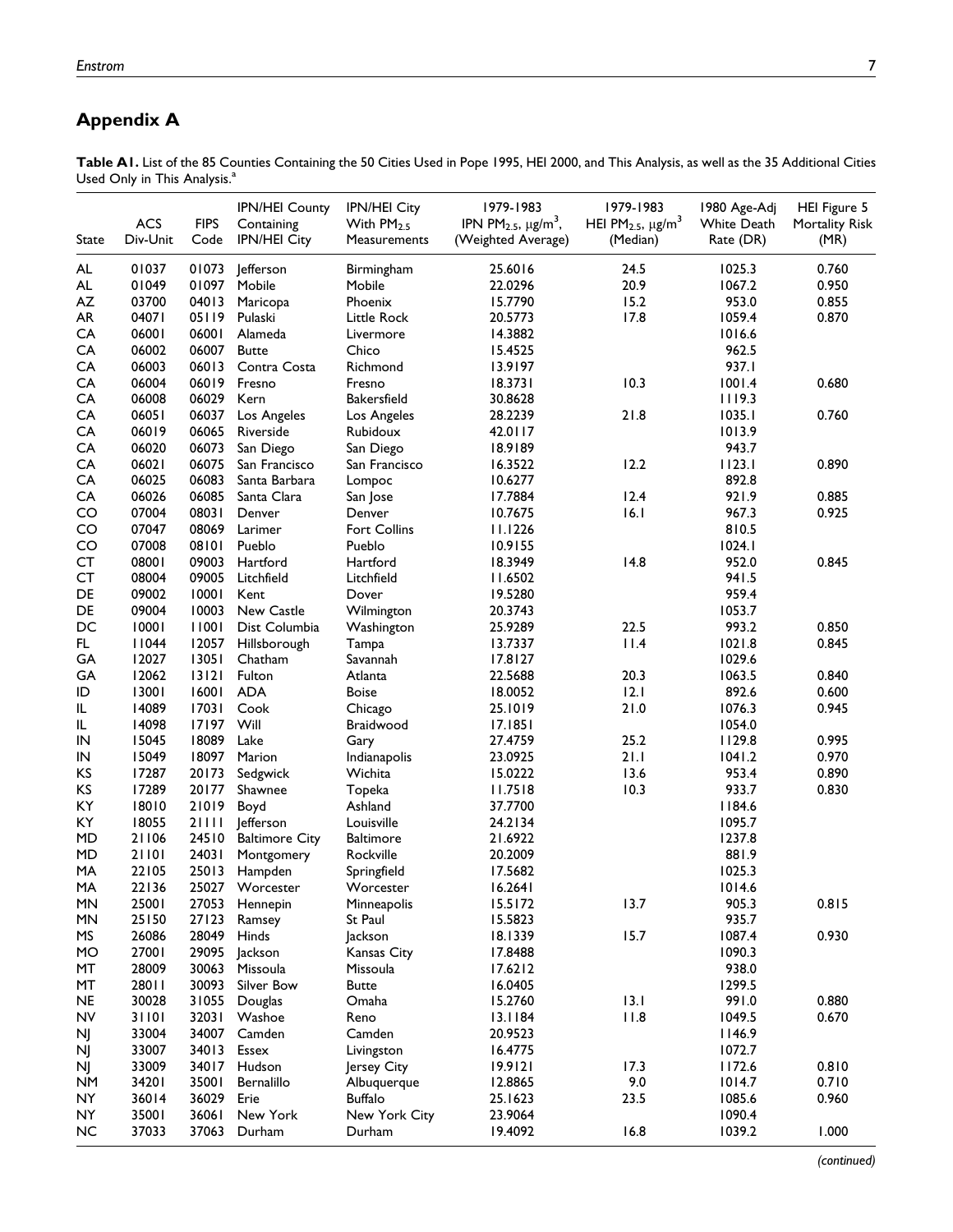## Appendix A

**Table A1.** List of the 85 Counties Containing the 50 Cities Used in Pope 1995, HEI 2000, and This Analysis, as well as the 35 Additional Cities Used Only in This Analysis.[a]

| State | ACS Div-Unit | FIPS Code | IPN/HEI County Containing IPN/HEI City | IPN/HEI City With $PM_{2.5}$ Measurements | 1979-1983 IPN $PM_{2.5}$, $\mu g/m^3$, (Weighted Average) | 1979-1983 HEI $PM_{2.5}$, $\mu g/m^3$ (Median) | 1980 Age-Adj White Death Rate (DR) | HEI Figure 5 Mortality Risk (MR) |
|---|---|---|---|---|---|---|---|---|
| AL | 01037 | 01073 | Jefferson | Birmingham | 25.6016 | 24.5 | 1025.3 | 0.760 |
| AL | 01049 | 01097 | Mobile | Mobile | 22.0296 | 20.9 | 1067.2 | 0.950 |
| AZ | 03700 | 04013 | Maricopa | Phoenix | 15.7790 | 15.2 | 953.0 | 0.855 |
| AR | 04071 | 05119 | Pulaski | Little Rock | 20.5773 | 17.8 | 1059.4 | 0.870 |
| CA | 06001 | 06001 | Alameda | Livermore | 14.3882 | | 1016.6 | |
| CA | 06002 | 06007 | Butte | Chico | 15.4525 | | 962.5 | |
| CA | 06003 | 06013 | Contra Costa | Richmond | 13.9197 | | 937.1 | |
| CA | 06004 | 06019 | Fresno | Fresno | 18.3731 | 10.3 | 1001.4 | 0.680 |
| CA | 06008 | 06029 | Kern | Bakersfield | 30.8628 | | 1119.3 | |
| CA | 06051 | 06037 | Los Angeles | Los Angeles | 28.2239 | 21.8 | 1035.1 | 0.760 |
| CA | 06019 | 06065 | Riverside | Rubidoux | 42.0117 | | 1013.9 | |
| CA | 06020 | 06073 | San Diego | San Diego | 18.9189 | | 943.7 | |
| CA | 06021 | 06075 | San Francisco | San Francisco | 16.3522 | 12.2 | 1123.1 | 0.890 |
| CA | 06025 | 06083 | Santa Barbara | Lompoc | 10.6277 | | 892.8 | |
| CA | 06026 | 06085 | Santa Clara | San Jose | 17.7884 | 12.4 | 921.9 | 0.885 |
| CO | 07004 | 08031 | Denver | Denver | 10.7675 | 16.1 | 967.3 | 0.925 |
| CO | 07047 | 08069 | Larimer | Fort Collins | 11.1226 | | 810.5 | |
| CO | 07008 | 08101 | Pueblo | Pueblo | 10.9155 | | 1024.1 | |
| CT | 08001 | 09003 | Hartford | Hartford | 18.3949 | 14.8 | 952.0 | 0.845 |
| CT | 08004 | 09005 | Litchfield | Litchfield | 11.6502 | | 941.5 | |
| DE | 09002 | 10001 | Kent | Dover | 19.5280 | | 959.4 | |
| DE | 09004 | 10003 | New Castle | Wilmington | 20.3743 | | 1053.7 | |
| DC | 10001 | 11001 | Dist Columbia | Washington | 25.9289 | 22.5 | 993.2 | 0.850 |
| FL | 11044 | 12057 | Hillsborough | Tampa | 13.7337 | 11.4 | 1021.8 | 0.845 |
| GA | 12027 | 13051 | Chatham | Savannah | 17.8127 | | 1029.6 | |
| GA | 12062 | 13121 | Fulton | Atlanta | 22.5688 | 20.3 | 1063.5 | 0.840 |
| ID | 13001 | 16001 | ADA | Boise | 18.0052 | 12.1 | 892.6 | 0.600 |
| IL | 14089 | 17031 | Cook | Chicago | 25.1019 | 21.0 | 1076.3 | 0.945 |
| IL | 14098 | 17197 | Will | Braidwood | 17.1851 | | 1054.0 | |
| IN | 15045 | 18089 | Lake | Gary | 27.4759 | 25.2 | 1129.8 | 0.995 |
| IN | 15049 | 18097 | Marion | Indianapolis | 23.0925 | 21.1 | 1041.2 | 0.970 |
| KS | 17287 | 20173 | Sedgwick | Wichita | 15.0222 | 13.6 | 953.4 | 0.890 |
| KS | 17289 | 20177 | Shawnee | Topeka | 11.7518 | 10.3 | 933.7 | 0.830 |
| KY | 18010 | 21019 | Boyd | Ashland | 37.7700 | | 1184.6 | |
| KY | 18055 | 21111 | Jefferson | Louisville | 24.2134 | | 1095.7 | |
| MD | 21106 | 24510 | Baltimore City | Baltimore | 21.6922 | | 1237.8 | |
| MD | 21101 | 24031 | Montgomery | Rockville | 20.2009 | | 881.9 | |
| MA | 22105 | 25013 | Hampden | Springfield | 17.5682 | | 1025.3 | |
| MA | 22136 | 25027 | Worcester | Worcester | 16.2641 | | 1014.6 | |
| MN | 25001 | 27053 | Hennepin | Minneapolis | 15.5172 | 13.7 | 905.3 | 0.815 |
| MN | 25150 | 27123 | Ramsey | St Paul | 15.5823 | | 935.7 | |
| MS | 26086 | 28049 | Hinds | Jackson | 18.1339 | 15.7 | 1087.4 | 0.930 |
| MO | 27001 | 29095 | Jackson | Kansas City | 17.8488 | | 1090.3 | |
| MT | 28009 | 30063 | Missoula | Missoula | 17.6212 | | 938.0 | |
| MT | 28011 | 30093 | Silver Bow | Butte | 16.0405 | | 1299.5 | |
| NE | 30028 | 31055 | Douglas | Omaha | 15.2760 | 13.1 | 991.0 | 0.880 |
| NV | 31101 | 32031 | Washoe | Reno | 13.1184 | 11.8 | 1049.5 | 0.670 |
| NJ | 33004 | 34007 | Camden | Camden | 20.9523 | | 1146.9 | |
| NJ | 33007 | 34013 | Essex | Livingston | 16.4775 | | 1072.7 | |
| NJ | 33009 | 34017 | Hudson | Jersey City | 19.9121 | 17.3 | 1172.6 | 0.810 |
| NM | 34201 | 35001 | Bernalillo | Albuquerque | 12.8865 | 9.0 | 1014.7 | 0.710 |
| NY | 36014 | 36029 | Erie | Buffalo | 25.1623 | 23.5 | 1085.6 | 0.960 |
| NY | 35001 | 36061 | New York | New York City | 23.9064 | | 1090.4 | |
| NC | 37033 | 37063 | Durham | Durham | 19.4092 | 16.8 | 1039.2 | 1.000 |

*(continued)*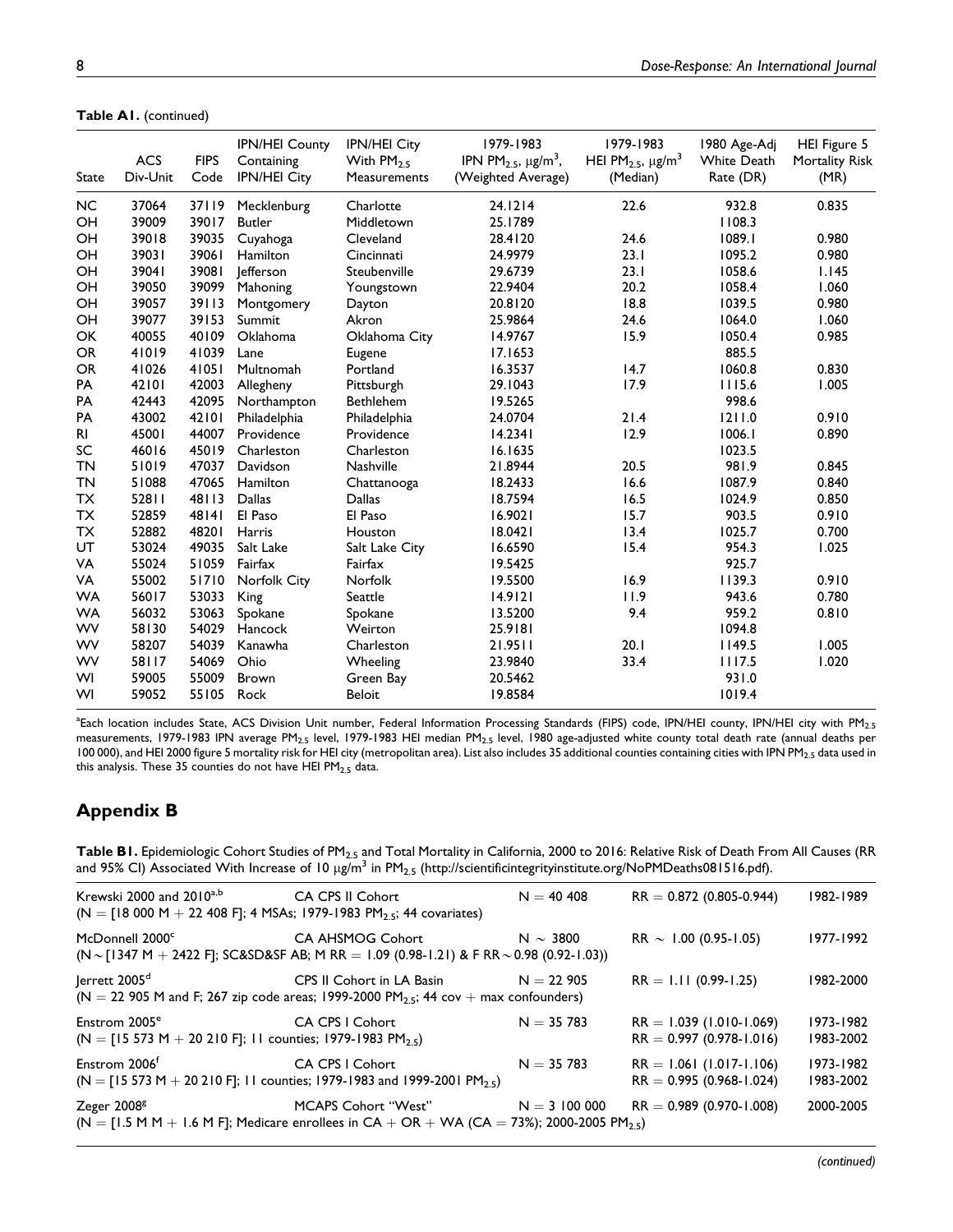**Table A1.** (continued)

| State | ACS Div-Unit | FIPS Code | IPN/HEI County Containing IPN/HEI City | IPN/HEI City With $PM_{2.5}$ Measurements | 1979-1983 IPN $PM_{2.5}$, $\mu g/m^3$, (Weighted Average) | 1979-1983 HEI $PM_{2.5}$, $\mu g/m^3$ (Median) | 1980 Age-Adj White Death Rate (DR) | HEI Figure 5 Mortality Risk (MR) |
|---|---|---|---|---|---|---|---|---|
| NC | 37064 | 37119 | Mecklenburg | Charlotte | 24.1214 | 22.6 | 932.8 | 0.835 |
| OH | 39009 | 39017 | Butler | Middletown | 25.1789 | | 1108.3 | |
| OH | 39018 | 39035 | Cuyahoga | Cleveland | 28.4120 | 24.6 | 1089.1 | 0.980 |
| OH | 39031 | 39061 | Hamilton | Cincinnati | 24.9979 | 23.1 | 1095.2 | 0.980 |
| OH | 39041 | 39081 | Jefferson | Steubenville | 29.6739 | 23.1 | 1058.6 | 1.145 |
| OH | 39050 | 39099 | Mahoning | Youngstown | 22.9404 | 20.2 | 1058.4 | 1.060 |
| OH | 39057 | 39113 | Montgomery | Dayton | 20.8120 | 18.8 | 1039.5 | 0.980 |
| OH | 39077 | 39153 | Summit | Akron | 25.9864 | 24.6 | 1064.0 | 1.060 |
| OK | 40055 | 40109 | Oklahoma | Oklahoma City | 14.9767 | 15.9 | 1050.4 | 0.985 |
| OR | 41019 | 41039 | Lane | Eugene | 17.1653 | | 885.5 | |
| OR | 41026 | 41051 | Multnomah | Portland | 16.3537 | 14.7 | 1060.8 | 0.830 |
| PA | 42101 | 42003 | Allegheny | Pittsburgh | 29.1043 | 17.9 | 1115.6 | 1.005 |
| PA | 42443 | 42095 | Northampton | Bethlehem | 19.5265 | | 998.6 | |
| PA | 43002 | 42101 | Philadelphia | Philadelphia | 24.0704 | 21.4 | 1211.0 | 0.910 |
| RI | 45001 | 44007 | Providence | Providence | 14.2341 | 12.9 | 1006.1 | 0.890 |
| SC | 46016 | 45019 | Charleston | Charleston | 16.1635 | | 1023.5 | |
| TN | 51019 | 47037 | Davidson | Nashville | 21.8944 | 20.5 | 981.9 | 0.845 |
| TN | 51088 | 47065 | Hamilton | Chattanooga | 18.2433 | 16.6 | 1087.9 | 0.840 |
| TX | 52811 | 48113 | Dallas | Dallas | 18.7594 | 16.5 | 1024.9 | 0.850 |
| TX | 52859 | 48141 | El Paso | El Paso | 16.9021 | 15.7 | 903.5 | 0.910 |
| TX | 52882 | 48201 | Harris | Houston | 18.0421 | 13.4 | 1025.7 | 0.700 |
| UT | 53024 | 49035 | Salt Lake | Salt Lake City | 16.6590 | 15.4 | 954.3 | 1.025 |
| VA | 55024 | 51059 | Fairfax | Fairfax | 19.5425 | | 925.7 | |
| VA | 55002 | 51710 | Norfolk City | Norfolk | 19.5500 | 16.9 | 1139.3 | 0.910 |
| WA | 56017 | 53033 | King | Seattle | 14.9121 | 11.9 | 943.6 | 0.780 |
| WA | 56032 | 53063 | Spokane | Spokane | 13.5200 | 9.4 | 959.2 | 0.810 |
| WV | 58130 | 54029 | Hancock | Weirton | 25.9181 | | 1094.8 | |
| WV | 58207 | 54039 | Kanawha | Charleston | 21.9511 | 20.1 | 1149.5 | 1.005 |
| WV | 58117 | 54069 | Ohio | Wheeling | 23.9840 | 33.4 | 1117.5 | 1.020 |
| WI | 59005 | 55009 | Brown | Green Bay | 20.5462 | | 931.0 | |
| WI | 59052 | 55105 | Rock | Beloit | 19.8584 | | 1019.4 | |

[a]Each location includes State, ACS Division Unit number, Federal Information Processing Standards (FIPS) code, IPN/HEI county, IPN/HEI city with $PM_{2.5}$ measurements, 1979-1983 IPN average $PM_{2.5}$ level, 1979-1983 HEI median $PM_{2.5}$ level, 1980 age-adjusted white county total death rate (annual deaths per 100 000), and HEI 2000 figure 5 mortality risk for HEI city (metropolitan area). List also includes 35 additional counties containing cities with IPN $PM_{2.5}$ data used in this analysis. These 35 counties do not have HEI $PM_{2.5}$ data.

## Appendix B

**Table B1.** Epidemiologic Cohort Studies of $PM_{2.5}$ and Total Mortality in California, 2000 to 2016: Relative Risk of Death From All Causes (RR and 95% CI) Associated With Increase of 10 $\mu g/m^3$ in $PM_{2.5}$ (http://scientificintegrityinstitute.org/NoPMDeaths081516.pdf).

| Study | Cohort | N | RR (95% CI) | Years |
|---|---|---|---|---|
| Krewski 2000 and 2010[a,b] (N = [18 000 M + 22 408 F]; 4 MSAs; 1979-1983 $PM_{2.5}$; 44 covariates) | CA CPS II Cohort | N = 40 408 | RR = 0.872 (0.805-0.944) | 1982-1989 |
| McDonnell 2000[c] (N ~ [1347 M + 2422 F]; SC&SD&SF AB; M RR = 1.09 (0.98-1.21) & F RR ~ 0.98 (0.92-1.03)) | CA AHSMOG Cohort | N ~ 3800 | RR ~ 1.00 (0.95-1.05) | 1977-1992 |
| Jerrett 2005[d] (N = 22 905 M and F; 267 zip code areas; 1999-2000 $PM_{2.5}$; 44 cov + max confounders) | CPS II Cohort in LA Basin | N = 22 905 | RR = 1.11 (0.99-1.25) | 1982-2000 |
| Enstrom 2005[e] (N = [15 573 M + 20 210 F]; 11 counties; 1979-1983 $PM_{2.5}$) | CA CPS I Cohort | N = 35 783 | RR = 1.039 (1.010-1.069)<br>RR = 0.997 (0.978-1.016) | 1973-1982<br>1983-2002 |
| Enstrom 2006[f] (N = [15 573 M + 20 210 F]; 11 counties; 1979-1983 and 1999-2001 $PM_{2.5}$) | CA CPS I Cohort | N = 35 783 | RR = 1.061 (1.017-1.106)<br>RR = 0.995 (0.968-1.024) | 1973-1982<br>1983-2002 |
| Zeger 2008[g] (N = [1.5 M M + 1.6 M F]; Medicare enrollees in CA + OR + WA (CA = 73%); 2000-2005 $PM_{2.5}$) | MCAPS Cohort "West" | N = 3 100 000 | RR = 0.989 (0.970-1.008) | 2000-2005 |

*(continued)*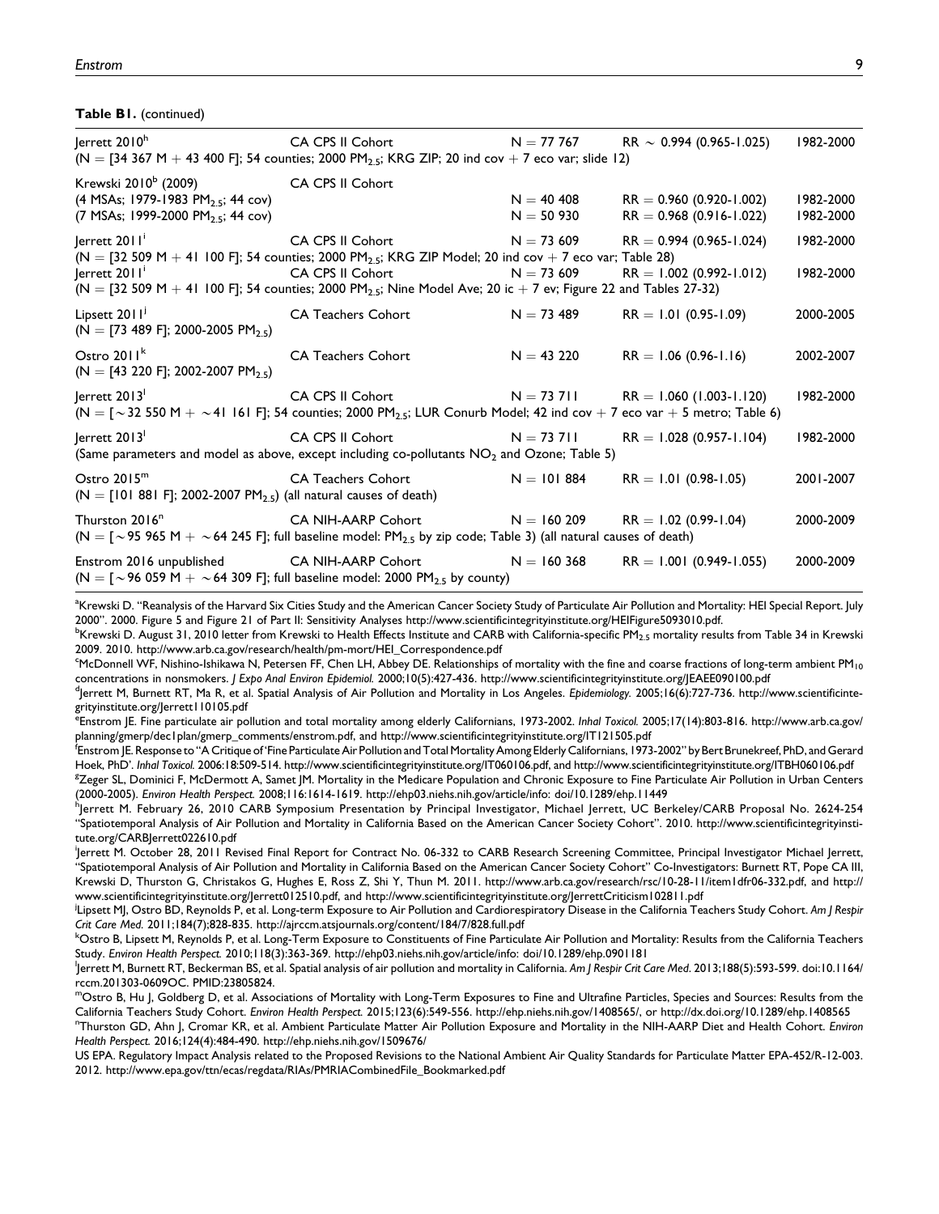**Table B1.** (continued)

| | | | | |
|---|---|---|---|---|
| Jerrett 2010[h] | CA CPS II Cohort | N = 77 767 | RR ∼ 0.994 (0.965-1.025) | 1982-2000 |
| (N = [34 367 M + 43 400 F]; 54 counties; 2000 $PM_{2.5}$; KRG ZIP; 20 ind cov + 7 eco var; slide 12) | | | | |
| Krewski 2010[b] (2009) | CA CPS II Cohort | | | |
| (4 MSAs; 1979-1983 $PM_{2.5}$; 44 cov) | | N = 40 408 | RR = 0.960 (0.920-1.002) | 1982-2000 |
| (7 MSAs; 1999-2000 $PM_{2.5}$; 44 cov) | | N = 50 930 | RR = 0.968 (0.916-1.022) | 1982-2000 |
| Jerrett 2011[i] | CA CPS II Cohort | N = 73 609 | RR = 0.994 (0.965-1.024) | 1982-2000 |
| (N = [32 509 M + 41 100 F]; 54 counties; 2000 $PM_{2.5}$; KRG ZIP Model; 20 ind cov + 7 eco var; Table 28) | | | | |
| Jerrett 2011[i] | CA CPS II Cohort | N = 73 609 | RR = 1.002 (0.992-1.012) | 1982-2000 |
| (N = [32 509 M + 41 100 F]; 54 counties; 2000 $PM_{2.5}$; Nine Model Ave; 20 ic + 7 ev; Figure 22 and Tables 27-32) | | | | |
| Lipsett 2011[j] | CA Teachers Cohort | N = 73 489 | RR = 1.01 (0.95-1.09) | 2000-2005 |
| (N = [73 489 F]; 2000-2005 $PM_{2.5}$) | | | | |
| Ostro 2011[k] | CA Teachers Cohort | N = 43 220 | RR = 1.06 (0.96-1.16) | 2002-2007 |
| (N = [43 220 F]; 2002-2007 $PM_{2.5}$) | | | | |
| Jerrett 2013[l] | CA CPS II Cohort | N = 73 711 | RR = 1.060 (1.003-1.120) | 1982-2000 |
| (N = [∼32 550 M + ∼41 161 F]; 54 counties; 2000 $PM_{2.5}$; LUR Conurb Model; 42 ind cov + 7 eco var + 5 metro; Table 6) | | | | |
| Jerrett 2013[l] | CA CPS II Cohort | N = 73 711 | RR = 1.028 (0.957-1.104) | 1982-2000 |
| (Same parameters and model as above, except including co-pollutants $NO_2$ and Ozone; Table 5) | | | | |
| Ostro 2015[m] | CA Teachers Cohort | N = 101 884 | RR = 1.01 (0.98-1.05) | 2001-2007 |
| (N = [101 881 F]; 2002-2007 $PM_{2.5}$) (all natural causes of death) | | | | |
| Thurston 2016[n] | CA NIH-AARP Cohort | N = 160 209 | RR = 1.02 (0.99-1.04) | 2000-2009 |
| (N = [∼95 965 M + ∼64 245 F]; full baseline model: $PM_{2.5}$ by zip code; Table 3) (all natural causes of death) | | | | |
| Enstrom 2016 unpublished | CA NIH-AARP Cohort | N = 160 368 | RR = 1.001 (0.949-1.055) | 2000-2009 |
| (N = [∼96 059 M + ∼64 309 F]; full baseline model: 2000 $PM_{2.5}$ by county) | | | | |

[a]Krewski D. "Reanalysis of the Harvard Six Cities Study and the American Cancer Society Study of Particulate Air Pollution and Mortality: HEI Special Report. July 2000". 2000. Figure 5 and Figure 21 of Part II: Sensitivity Analyses http://www.scientificintegrityinstitute.org/HEIFigure5093010.pdf.

[b]Krewski D. August 31, 2010 letter from Krewski to Health Effects Institute and CARB with California-specific $PM_{2.5}$ mortality results from Table 34 in Krewski 2009. 2010. http://www.arb.ca.gov/research/health/pm-mort/HEI_Correspondence.pdf

[c]McDonnell WF, Nishino-Ishikawa N, Petersen FF, Chen LH, Abbey DE. Relationships of mortality with the fine and coarse fractions of long-term ambient $PM_{10}$ concentrations in nonsmokers. *J Expo Anal Environ Epidemiol.* 2000;10(5):427-436. http://www.scientificintegrityinstitute.org/JEAEE090100.pdf

[d]Jerrett M, Burnett RT, Ma R, et al. Spatial Analysis of Air Pollution and Mortality in Los Angeles. *Epidemiology.* 2005;16(6):727-736. http://www.scientificintegrityinstitute.org/Jerrett110105.pdf

[e]Enstrom JE. Fine particulate air pollution and total mortality among elderly Californians, 1973-2002. *Inhal Toxicol.* 2005;17(14):803-816. http://www.arb.ca.gov/planning/gmerp/dec1plan/gmerp_comments/enstrom.pdf, and http://www.scientificintegrityinstitute.org/IT121505.pdf

[f]Enstrom JE. Response to "A Critique of 'Fine Particulate Air Pollution and Total Mortality Among Elderly Californians, 1973-2002" by Bert Brunekreef, PhD, and Gerard Hoek, PhD'. *Inhal Toxicol.* 2006:18:509-514. http://www.scientificintegrityinstitute.org/IT060106.pdf, and http://www.scientificintegrityinstitute.org/ITBH060106.pdf

[g]Zeger SL, Dominici F, McDermott A, Samet JM. Mortality in the Medicare Population and Chronic Exposure to Fine Particulate Air Pollution in Urban Centers (2000-2005). *Environ Health Perspect.* 2008;116:1614-1619. http://ehp03.niehs.nih.gov/article/info: doi/10.1289/ehp.11449

[h]Jerrett M. February 26, 2010 CARB Symposium Presentation by Principal Investigator, Michael Jerrett, UC Berkeley/CARB Proposal No. 2624-254 "Spatiotemporal Analysis of Air Pollution and Mortality in California Based on the American Cancer Society Cohort". 2010. http://www.scientificintegrityinstitute.org/CARBJerrett022610.pdf

[i]Jerrett M. October 28, 2011 Revised Final Report for Contract No. 06-332 to CARB Research Screening Committee, Principal Investigator Michael Jerrett, "Spatiotemporal Analysis of Air Pollution and Mortality in California Based on the American Cancer Society Cohort" Co-Investigators: Burnett RT, Pope CA III, Krewski D, Thurston G, Christakos G, Hughes E, Ross Z, Shi Y, Thun M. 2011. http://www.arb.ca.gov/research/rsc/10-28-11/item1dfr06-332.pdf, and http://www.scientificintegrityinstitute.org/Jerrett012510.pdf, and http://www.scientificintegrityinstitute.org/JerrettCriticism102811.pdf

[j]Lipsett MJ, Ostro BD, Reynolds P, et al. Long-term Exposure to Air Pollution and Cardiorespiratory Disease in the California Teachers Study Cohort. *Am J Respir Crit Care Med.* 2011;184(7):828-835. http://ajrccm.atsjournals.org/content/184/7/828.full.pdf

[k]Ostro B, Lipsett M, Reynolds P, et al. Long-Term Exposure to Constituents of Fine Particulate Air Pollution and Mortality: Results from the California Teachers Study. *Environ Health Perspect.* 2010;118(3):363-369. http://ehp03.niehs.nih.gov/article/info: doi/10.1289/ehp.0901181

[l]Jerrett M, Burnett RT, Beckerman BS, et al. Spatial analysis of air pollution and mortality in California. *Am J Respir Crit Care Med.* 2013;188(5):593-599. doi:10.1164/rccm.201303-0609OC. PMID:23805824.

[m]Ostro B, Hu J, Goldberg D, et al. Associations of Mortality with Long-Term Exposures to Fine and Ultrafine Particles, Species and Sources: Results from the California Teachers Study Cohort. *Environ Health Perspect.* 2015;123(6):549-556. http://ehp.niehs.nih.gov/1408565/, or http://dx.doi.org/10.1289/ehp.1408565

[n]Thurston GD, Ahn J, Cromar KR, et al. Ambient Particulate Matter Air Pollution Exposure and Mortality in the NIH-AARP Diet and Health Cohort. *Environ Health Perspect.* 2016;124(4):484-490. http://ehp.niehs.nih.gov/1509676/

US EPA. Regulatory Impact Analysis related to the Proposed Revisions to the National Ambient Air Quality Standards for Particulate Matter EPA-452/R-12-003. 2012. http://www.epa.gov/ttn/ecas/regdata/RIAs/PMRIACombinedFile_Bookmarked.pdf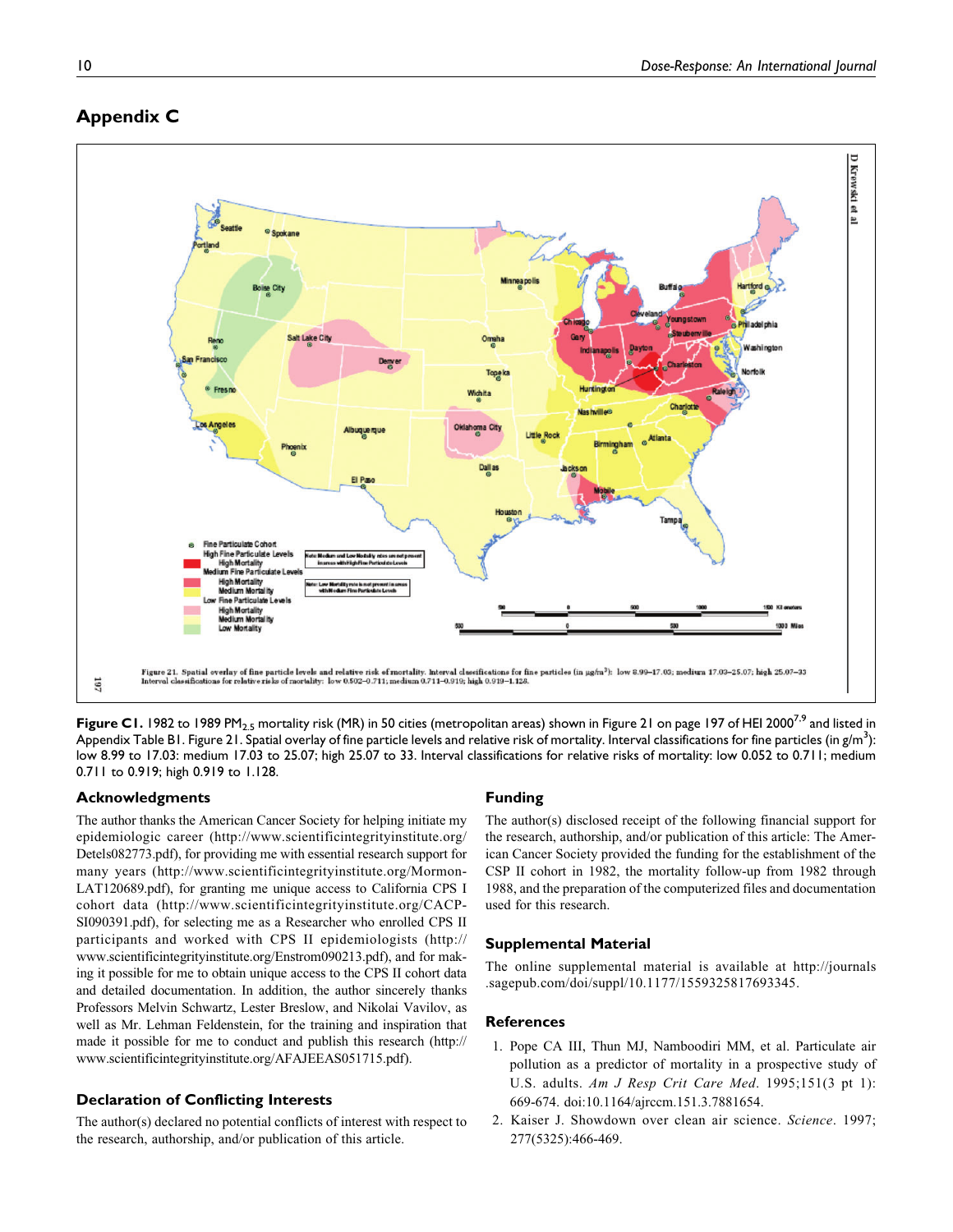## Appendix C

D Krewski et al

Seattle
Spokane
Portland
Boise City
Reno
Salt Lake City
San Francisco
Fresno
Denver
Los Angeles
Phoenix
Albuquerque
El Paso
Minneapolis
Omaha
Topeka
Wichita
Oklahoma City
Dallas
Houston
Little Rock
Jackson
Chicago
Gary
Indianapolis
Dayton
Cleveland
Youngstown
Steubenville
Buffalo
Hartford
Philadelphia
Washington
Norfolk
Charleston
Huntington
Nashville
Raleigh
Charlotte
Atlanta
Birmingham
Mobile
Tampa

Fine Particulate Cohort
High Fine Particulate Levels
High Mortality
Medium Fine Particulate Levels
High Mortality
Medium Mortality
Low Fine Particulate Levels
High Mortality
Medium Mortality
Low Mortality

Note: Medium and Low Mortality rates are not present in areas with High Fine Particulate Levels

Note: Low Mortality rate is not present in areas with Medium Fine Particulate Levels

500 0 500 1000 1500 Kilometers

500 0 500 1000 Miles

Figure 21. Spatial overlay of fine particle levels and relative risk of mortality. Interval classifications for fine particles (in μg/m³): low 8.99–17.03; medium 17.03–25.07; high 25.07–33
Interval classifications for relative risks of mortality: low 0.502–0.711; medium 0.711–0.919; high 0.919–1.128.

197

**Figure C1.** 1982 to 1989 $PM_{2.5}$ mortality risk (MR) in 50 cities (metropolitan areas) shown in Figure 21 on page 197 of HEI 2000[7,9] and listed in Appendix Table B1. Figure 21. Spatial overlay of fine particle levels and relative risk of mortality. Interval classifications for fine particles (in g/m³): low 8.99 to 17.03: medium 17.03 to 25.07; high 25.07 to 33. Interval classifications for relative risks of mortality: low 0.052 to 0.711; medium 0.711 to 0.919; high 0.919 to 1.128.

### Acknowledgments

The author thanks the American Cancer Society for helping initiate my epidemiologic career (http://www.scientificintegrityinstitute.org/Detels082773.pdf), for providing me with essential research support for many years (http://www.scientificintegrityinstitute.org/Mormon-LAT120689.pdf), for granting me unique access to California CPS I cohort data (http://www.scientificintegrityinstitute.org/CACPSI090391.pdf), for selecting me as a Researcher who enrolled CPS II participants and worked with CPS II epidemiologists (http://www.scientificintegrityinstitute.org/Enstrom090213.pdf), and for making it possible for me to obtain unique access to the CPS II cohort data and detailed documentation. In addition, the author sincerely thanks Professors Melvin Schwartz, Lester Breslow, and Nikolai Vavilov, as well as Mr. Lehman Feldenstein, for the training and inspiration that made it possible for me to conduct and publish this research (http://www.scientificintegrityinstitute.org/AFAJEEAS051715.pdf).

### Declaration of Conflicting Interests

The author(s) declared no potential conflicts of interest with respect to the research, authorship, and/or publication of this article.

### Funding

The author(s) disclosed receipt of the following financial support for the research, authorship, and/or publication of this article: The American Cancer Society provided the funding for the establishment of the CSP II cohort in 1982, the mortality follow-up from 1982 through 1988, and the preparation of the computerized files and documentation used for this research.

### Supplemental Material

The online supplemental material is available at http://journals.sagepub.com/doi/suppl/10.1177/1559325817693345.

### References

1. Pope CA III, Thun MJ, Namboodiri MM, et al. Particulate air pollution as a predictor of mortality in a prospective study of U.S. adults. *Am J Resp Crit Care Med*. 1995;151(3 pt 1):669-674. doi:10.1164/ajrccm.151.3.7881654.
2. Kaiser J. Showdown over clean air science. *Science*. 1997;277(5325):466-469.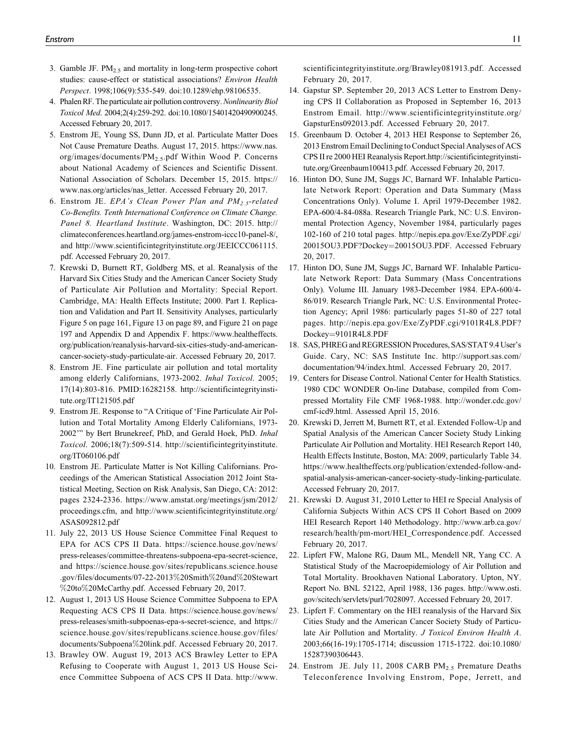3. Gamble JF. $PM_{2.5}$ and mortality in long-term prospective cohort studies: cause-effect or statistical associations? *Environ Health Perspect*. 1998;106(9):535-549. doi:10.1289/ehp.98106535.
4. Phalen RF. The particulate air pollution controversy. *Nonlinearity Biol Toxicol Med*. 2004;2(4):259-292. doi:10.1080/15401420490900245. Accessed February 20, 2017.
5. Enstrom JE, Young SS, Dunn JD, et al. Particulate Matter Does Not Cause Premature Deaths. August 17, 2015. https://www.nas.org/images/documents/$PM_{2.5}$.pdf Within Wood P. Concerns about National Academy of Sciences and Scientific Dissent. National Association of Scholars. December 15, 2015. https://www.nas.org/articles/nas_letter. Accessed February 20, 2017.
6. Enstrom JE. *EPA's Clean Power Plan and $PM_{2.5}$-related Co-Benefits. Tenth International Conference on Climate Change. Panel 8. Heartland Institute*. Washington, DC: 2015. http://climateconferences.heartland.org/james-enstrom-iccc10-panel-8/, and http://www.scientificintegrityinstitute.org/JEEICCC061115.pdf. Accessed February 20, 2017.
7. Krewski D, Burnett RT, Goldberg MS, et al. Reanalysis of the Harvard Six Cities Study and the American Cancer Society Study of Particulate Air Pollution and Mortality: Special Report. Cambridge, MA: Health Effects Institute; 2000. Part I. Replication and Validation and Part II. Sensitivity Analyses, particularly Figure 5 on page 161, Figure 13 on page 89, and Figure 21 on page 197 and Appendix D and Appendix F. https://www.healtheffects.org/publication/reanalysis-harvard-six-cities-study-and-american-cancer-society-study-particulate-air. Accessed February 20, 2017.
8. Enstrom JE. Fine particulate air pollution and total mortality among elderly Californians, 1973-2002. *Inhal Toxicol*. 2005; 17(14):803-816. PMID:16282158. http://scientificintegrityinstitute.org/IT121505.pdf
9. Enstrom JE. Response to "A Critique of 'Fine Particulate Air Pollution and Total Mortality Among Elderly Californians, 1973-2002'" by Bert Brunekreef, PhD, and Gerald Hoek, PhD. *Inhal Toxicol*. 2006;18(7):509-514. http://scientificintegrityinstitute.org/IT060106.pdf
10. Enstrom JE. Particulate Matter is Not Killing Californians. Proceedings of the American Statistical Association 2012 Joint Statistical Meeting, Section on Risk Analysis, San Diego, CA: 2012: pages 2324-2336. https://www.amstat.org/meetings/jsm/2012/proceedings.cfm, and http://www.scientificintegrityinstitute.org/ASAS092812.pdf
11. July 22, 2013 US House Science Committee Final Request to EPA for ACS CPS II Data. https://science.house.gov/news/press-releases/committee-threatens-subpoena-epa-secret-science, and https://science.house.gov/sites/republicans.science.house.gov/files/documents/07-22-2013%20Smith%20and%20Stewart%20to%20McCarthy.pdf. Accessed February 20, 2017.
12. August 1, 2013 US House Science Committee Subpoena to EPA Requesting ACS CPS II Data. https://science.house.gov/news/press-releases/smith-subpoenas-epa-s-secret-science, and https://science.house.gov/sites/republicans.science.house.gov/files/documents/Subpoena%20link.pdf. Accessed February 20, 2017.
13. Brawley OW. August 19, 2013 ACS Brawley Letter to EPA Refusing to Cooperate with August 1, 2013 US House Science Committee Subpoena of ACS CPS II Data. http://www.scientificintegrityinstitute.org/Brawley081913.pdf. Accessed February 20, 2017.
14. Gapstur SP. September 20, 2013 ACS Letter to Enstrom Denying CPS II Collaboration as Proposed in September 16, 2013 Enstrom Email. http://www.scientificintegrityinstitute.org/GapsturEns092013.pdf. Accessed February 20, 2017.
15. Greenbaum D. October 4, 2013 HEI Response to September 26, 2013 Enstrom Email Declining to Conduct Special Analyses of ACS CPS II re 2000 HEI Reanalysis Report.http://scientificintegrityinstitute.org/Greenbaum100413.pdf. Accessed February 20, 2017.
16. Hinton DO, Sune JM, Suggs JC, Barnard WF. Inhalable Particulate Network Report: Operation and Data Summary (Mass Concentrations Only). Volume I. April 1979-December 1982. EPA-600/4-84-088a. Research Triangle Park, NC: U.S. Environmental Protection Agency, November 1984, particularly pages 102-160 of 210 total pages. http://nepis.epa.gov/Exe/ZyPDF.cgi/20015OU3.PDF?Dockey=20015OU3.PDF. Accessed February 20, 2017.
17. Hinton DO, Sune JM, Suggs JC, Barnard WF. Inhalable Particulate Network Report: Data Summary (Mass Concentrations Only). Volume III. January 1983-December 1984. EPA-600/4-86/019. Research Triangle Park, NC: U.S. Environmental Protection Agency; April 1986: particularly pages 51-80 of 227 total pages. http://nepis.epa.gov/Exe/ZyPDF.cgi/9101R4L8.PDF?Dockey=9101R4L8.PDF
18. SAS, PHREG and REGRESSION Procedures, SAS/STAT 9.4 User's Guide. Cary, NC: SAS Institute Inc. http://support.sas.com/documentation/94/index.html. Accessed February 20, 2017.
19. Centers for Disease Control. National Center for Health Statistics. 1980 CDC WONDER On-line Database, compiled from Compressed Mortality File CMF 1968-1988. http://wonder.cdc.gov/cmf-icd9.html. Assessed April 15, 2016.
20. Krewski D, Jerrett M, Burnett RT, et al. Extended Follow-Up and Spatial Analysis of the American Cancer Society Study Linking Particulate Air Pollution and Mortality. HEI Research Report 140, Health Effects Institute, Boston, MA: 2009, particularly Table 34. https://www.healtheffects.org/publication/extended-follow-and-spatial-analysis-american-cancer-society-study-linking-particulate. Accessed February 20, 2017.
21. Krewski D. August 31, 2010 Letter to HEI re Special Analysis of California Subjects Within ACS CPS II Cohort Based on 2009 HEI Research Report 140 Methodology. http://www.arb.ca.gov/research/health/pm-mort/HEI_Correspondence.pdf. Accessed February 20, 2017.
22. Lipfert FW, Malone RG, Daum ML, Mendell NR, Yang CC. A Statistical Study of the Macroepidemiology of Air Pollution and Total Mortality. Brookhaven National Laboratory. Upton, NY. Report No. BNL 52122, April 1988, 136 pages. http://www.osti.gov/scitech/servlets/purl/7028097. Accessed February 20, 2017.
23. Lipfert F. Commentary on the HEI reanalysis of the Harvard Six Cities Study and the American Cancer Society Study of Particulate Air Pollution and Mortality. *J Toxicol Environ Health A*. 2003;66(16-19):1705-1714; discussion 1715-1722. doi:10.1080/15287390306443.
24. Enstrom JE. July 11, 2008 CARB $PM_{2.5}$ Premature Deaths Teleconference Involving Enstrom, Pope, Jerrett, and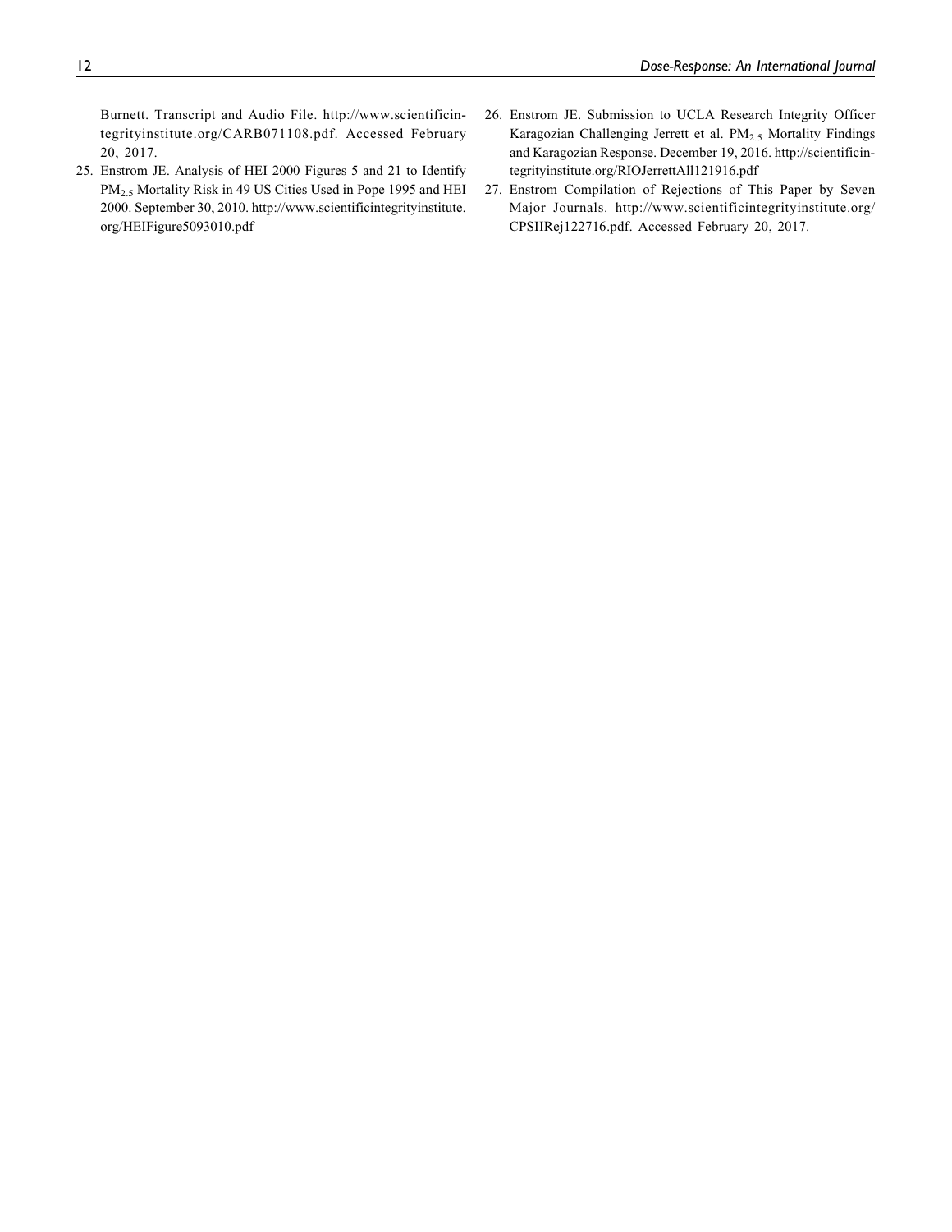Burnett. Transcript and Audio File. http://www.scientificintegrityinstitute.org/CARB071108.pdf. Accessed February 20, 2017.

25. Enstrom JE. Analysis of HEI 2000 Figures 5 and 21 to Identify $PM_{2.5}$ Mortality Risk in 49 US Cities Used in Pope 1995 and HEI 2000. September 30, 2010. http://www.scientificintegrityinstitute.org/HEIFigure5093010.pdf
26. Enstrom JE. Submission to UCLA Research Integrity Officer Karagozian Challenging Jerrett et al. $PM_{2.5}$ Mortality Findings and Karagozian Response. December 19, 2016. http://scientificintegrityinstitute.org/RIOJerrettAll121916.pdf
27. Enstrom Compilation of Rejections of This Paper by Seven Major Journals. http://www.scientificintegrityinstitute.org/CPSIIRej122716.pdf. Accessed February 20, 2017.